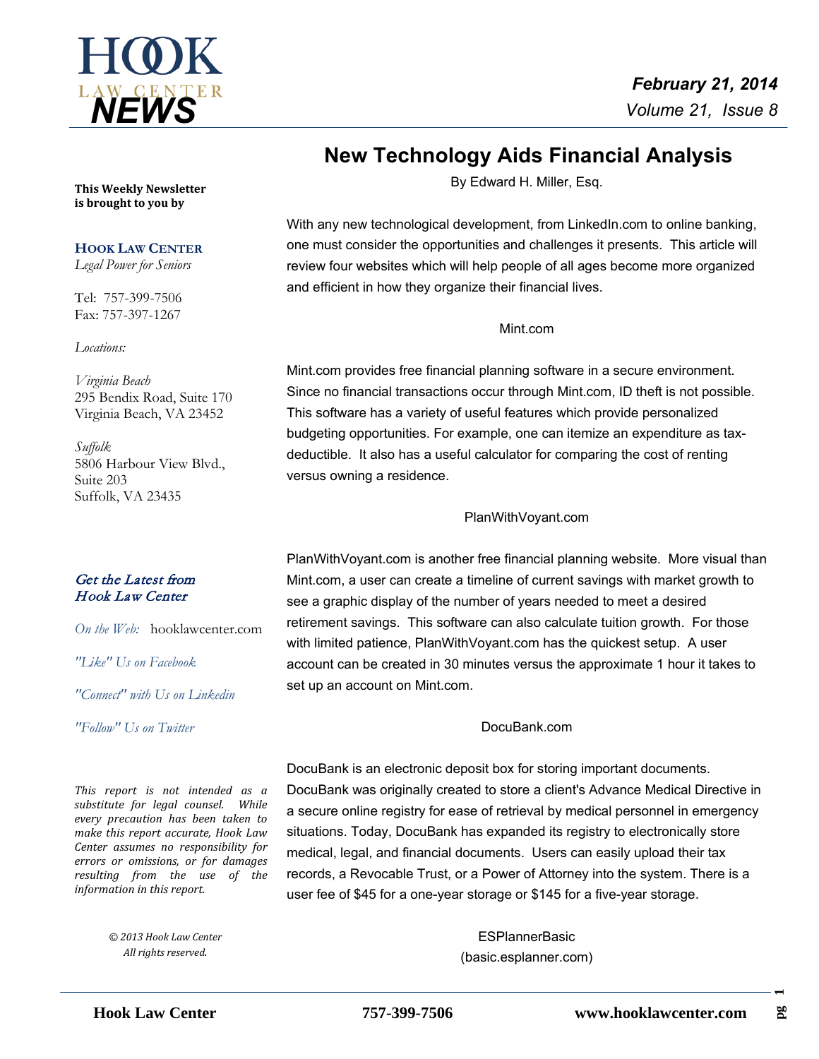# HOOK LAW CENTER NEWS

*February 21, 2014*
*Volume 21, Issue 8*

**This Weekly Newsletter is brought to you by**

**HOOK LAW CENTER**
*Legal Power for Seniors*

Tel: 757-399-7506
Fax: 757-397-1267

*Locations:*

*Virginia Beach*
295 Bendix Road, Suite 170
Virginia Beach, VA 23452

*Suffolk*
5806 Harbour View Blvd.,
Suite 203
Suffolk, VA 23435

*Get the Latest from Hook Law Center*

*On the Web:* hooklawcenter.com

*"Like" Us on Facebook*

*"Connect" with Us on Linkedin*

*"Follow" Us on Twitter*

*This report is not intended as a substitute for legal counsel. While every precaution has been taken to make this report accurate, Hook Law Center assumes no responsibility for errors or omissions, or for damages resulting from the use of the information in this report.*

*© 2013 Hook Law Center*
*All rights reserved.*

## New Technology Aids Financial Analysis

By Edward H. Miller, Esq.

With any new technological development, from LinkedIn.com to online banking, one must consider the opportunities and challenges it presents. This article will review four websites which will help people of all ages become more organized and efficient in how they organize their financial lives.

### Mint.com

Mint.com provides free financial planning software in a secure environment. Since no financial transactions occur through Mint.com, ID theft is not possible. This software has a variety of useful features which provide personalized budgeting opportunities. For example, one can itemize an expenditure as tax-deductible. It also has a useful calculator for comparing the cost of renting versus owning a residence.

### PlanWithVoyant.com

PlanWithVoyant.com is another free financial planning website. More visual than Mint.com, a user can create a timeline of current savings with market growth to see a graphic display of the number of years needed to meet a desired retirement savings. This software can also calculate tuition growth. For those with limited patience, PlanWithVoyant.com has the quickest setup. A user account can be created in 30 minutes versus the approximate 1 hour it takes to set up an account on Mint.com.

### DocuBank.com

DocuBank is an electronic deposit box for storing important documents. DocuBank was originally created to store a client's Advance Medical Directive in a secure online registry for ease of retrieval by medical personnel in emergency situations. Today, DocuBank has expanded its registry to electronically store medical, legal, and financial documents. Users can easily upload their tax records, a Revocable Trust, or a Power of Attorney into the system. There is a user fee of $45 for a one-year storage or $145 for a five-year storage.

### ESPlannerBasic
(basic.esplanner.com)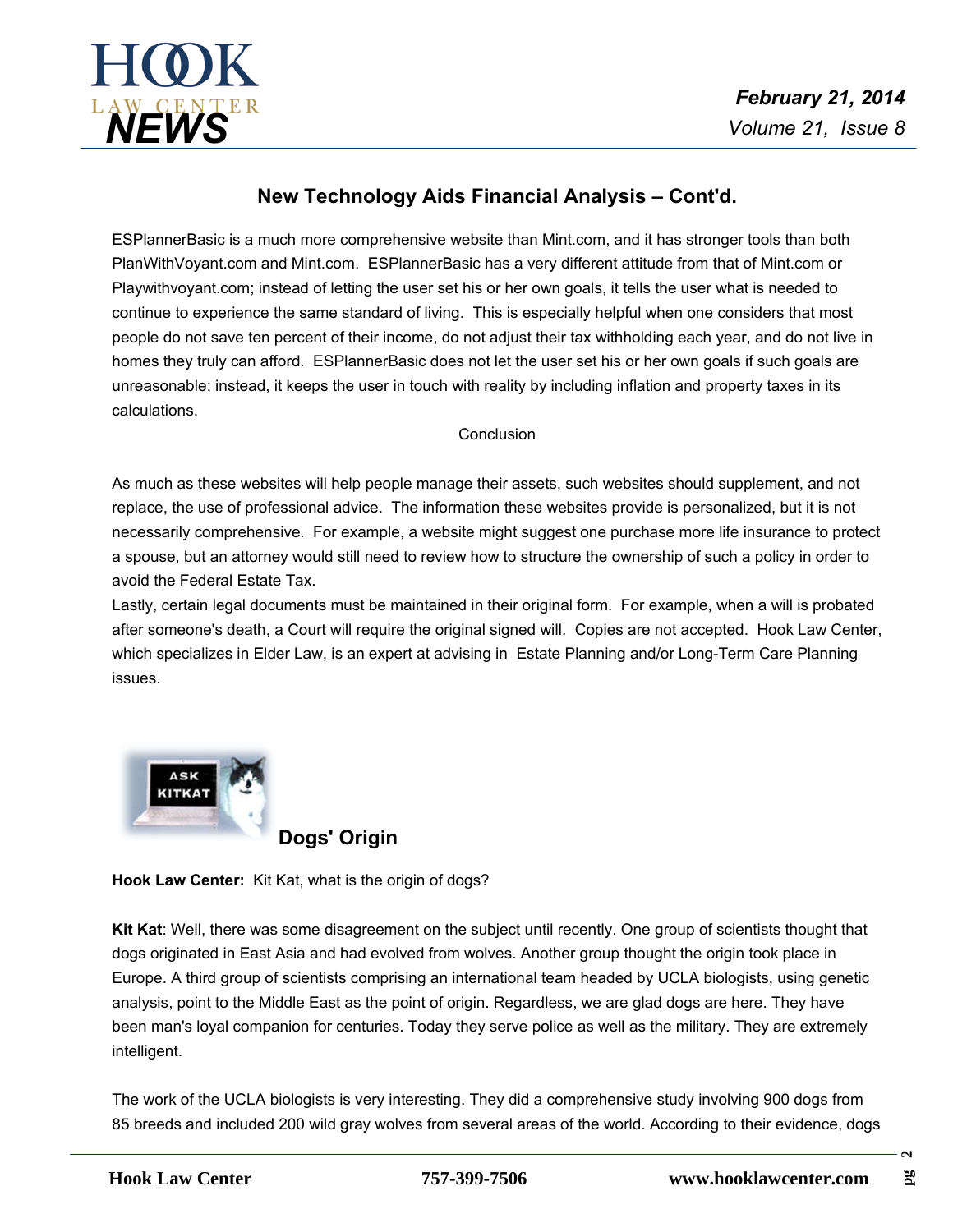## New Technology Aids Financial Analysis – Cont'd.

ESPlannerBasic is a much more comprehensive website than Mint.com, and it has stronger tools than both PlanWithVoyant.com and Mint.com. ESPlannerBasic has a very different attitude from that of Mint.com or Playwithvoyant.com; instead of letting the user set his or her own goals, it tells the user what is needed to continue to experience the same standard of living. This is especially helpful when one considers that most people do not save ten percent of their income, do not adjust their tax withholding each year, and do not live in homes they truly can afford. ESPlannerBasic does not let the user set his or her own goals if such goals are unreasonable; instead, it keeps the user in touch with reality by including inflation and property taxes in its calculations.

Conclusion

As much as these websites will help people manage their assets, such websites should supplement, and not replace, the use of professional advice. The information these websites provide is personalized, but it is not necessarily comprehensive. For example, a website might suggest one purchase more life insurance to protect a spouse, but an attorney would still need to review how to structure the ownership of such a policy in order to avoid the Federal Estate Tax.

Lastly, certain legal documents must be maintained in their original form. For example, when a will is probated after someone's death, a Court will require the original signed will. Copies are not accepted. Hook Law Center, which specializes in Elder Law, is an expert at advising in Estate Planning and/or Long-Term Care Planning issues.

## Dogs' Origin

**Hook Law Center:** Kit Kat, what is the origin of dogs?

**Kit Kat**: Well, there was some disagreement on the subject until recently. One group of scientists thought that dogs originated in East Asia and had evolved from wolves. Another group thought the origin took place in Europe. A third group of scientists comprising an international team headed by UCLA biologists, using genetic analysis, point to the Middle East as the point of origin. Regardless, we are glad dogs are here. They have been man's loyal companion for centuries. Today they serve police as well as the military. They are extremely intelligent.

The work of the UCLA biologists is very interesting. They did a comprehensive study involving 900 dogs from 85 breeds and included 200 wild gray wolves from several areas of the world. According to their evidence, dogs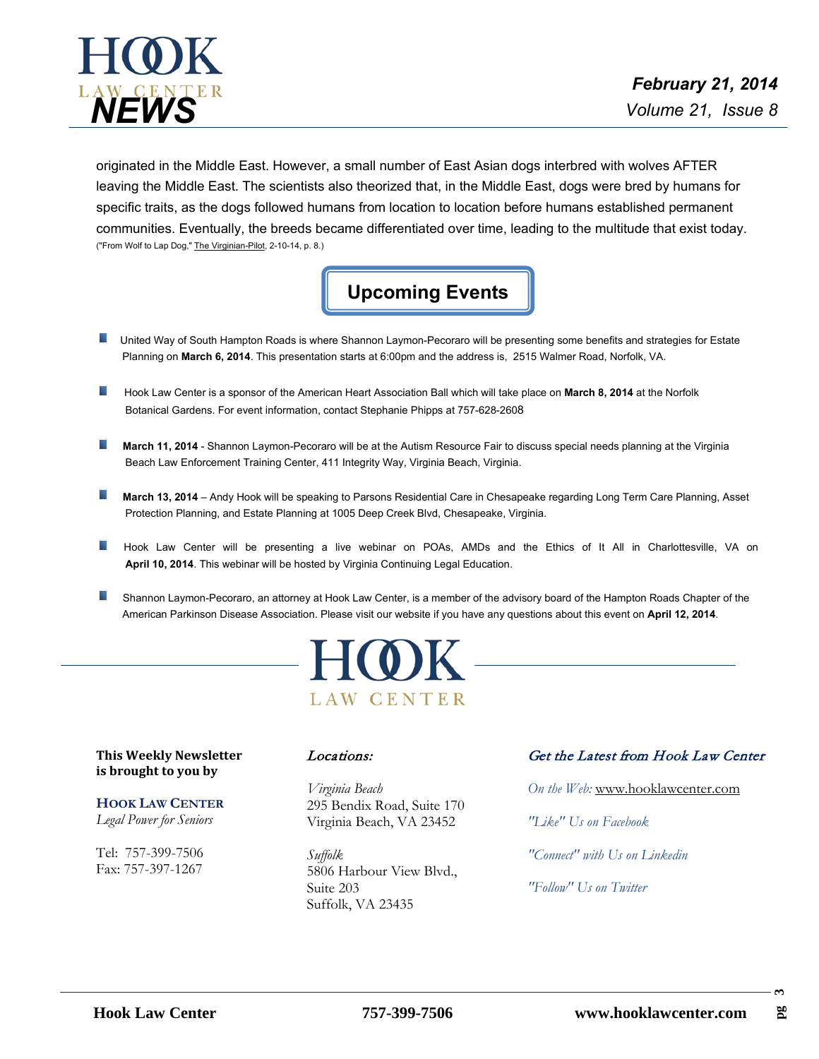originated in the Middle East. However, a small number of East Asian dogs interbred with wolves AFTER leaving the Middle East. The scientists also theorized that, in the Middle East, dogs were bred by humans for specific traits, as the dogs followed humans from location to location before humans established permanent communities. Eventually, the breeds became differentiated over time, leading to the multitude that exist today. ("From Wolf to Lap Dog," The Virginian-Pilot, 2-10-14, p. 8.)

## Upcoming Events

- United Way of South Hampton Roads is where Shannon Laymon-Pecoraro will be presenting some benefits and strategies for Estate Planning on **March 6, 2014**. This presentation starts at 6:00pm and the address is, 2515 Walmer Road, Norfolk, VA.
- Hook Law Center is a sponsor of the American Heart Association Ball which will take place on **March 8, 2014** at the Norfolk Botanical Gardens. For event information, contact Stephanie Phipps at 757-628-2608
- **March 11, 2014** - Shannon Laymon-Pecoraro will be at the Autism Resource Fair to discuss special needs planning at the Virginia Beach Law Enforcement Training Center, 411 Integrity Way, Virginia Beach, Virginia.
- **March 13, 2014** – Andy Hook will be speaking to Parsons Residential Care in Chesapeake regarding Long Term Care Planning, Asset Protection Planning, and Estate Planning at 1005 Deep Creek Blvd, Chesapeake, Virginia.
- Hook Law Center will be presenting a live webinar on POAs, AMDs and the Ethics of It All in Charlottesville, VA on **April 10, 2014**. This webinar will be hosted by Virginia Continuing Legal Education.
- Shannon Laymon-Pecoraro, an attorney at Hook Law Center, is a member of the advisory board of the Hampton Roads Chapter of the American Parkinson Disease Association. Please visit our website if you have any questions about this event on **April 12, 2014**.

HOOK LAW CENTER

**This Weekly Newsletter is brought to you by**

**HOOK LAW CENTER**
*Legal Power for Seniors*

Tel: 757-399-7506
Fax: 757-397-1267

*Locations:*

*Virginia Beach*
295 Bendix Road, Suite 170
Virginia Beach, VA 23452

*Suffolk*
5806 Harbour View Blvd., Suite 203
Suffolk, VA 23435

*Get the Latest from Hook Law Center*

*On the Web:* www.hooklawcenter.com

*"Like" Us on Facebook*

*"Connect" with Us on Linkedin*

*"Follow" Us on Twitter*